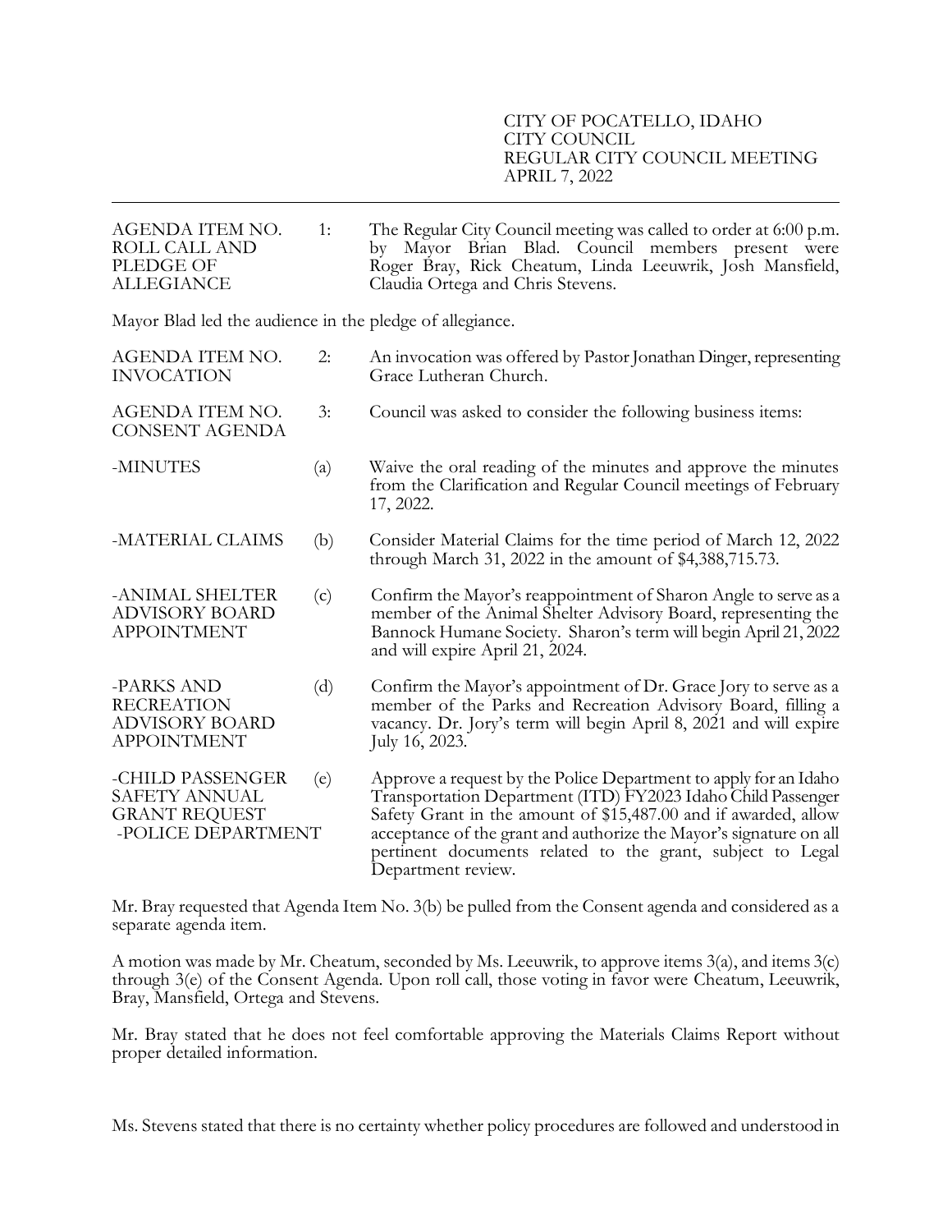CITY OF POCATELLO, IDAHO
CITY COUNCIL
REGULAR CITY COUNCIL MEETING
APRIL 7, 2022

---

AGENDA ITEM NO. 1: ROLL CALL AND PLEDGE OF ALLEGIANCE

The Regular City Council meeting was called to order at 6:00 p.m. by Mayor Brian Blad. Council members present were Roger Bray, Rick Cheatum, Linda Leeuwrik, Josh Mansfield, Claudia Ortega and Chris Stevens.

Mayor Blad led the audience in the pledge of allegiance.

AGENDA ITEM NO. 2: INVOCATION

An invocation was offered by Pastor Jonathan Dinger, representing Grace Lutheran Church.

AGENDA ITEM NO. 3: CONSENT AGENDA

Council was asked to consider the following business items:

-MINUTES (a) Waive the oral reading of the minutes and approve the minutes from the Clarification and Regular Council meetings of February 17, 2022.

-MATERIAL CLAIMS (b) Consider Material Claims for the time period of March 12, 2022 through March 31, 2022 in the amount of $4,388,715.73.

-ANIMAL SHELTER ADVISORY BOARD APPOINTMENT (c) Confirm the Mayor's reappointment of Sharon Angle to serve as a member of the Animal Shelter Advisory Board, representing the Bannock Humane Society. Sharon's term will begin April 21, 2022 and will expire April 21, 2024.

-PARKS AND RECREATION ADVISORY BOARD APPOINTMENT (d) Confirm the Mayor's appointment of Dr. Grace Jory to serve as a member of the Parks and Recreation Advisory Board, filling a vacancy. Dr. Jory's term will begin April 8, 2021 and will expire July 16, 2023.

-CHILD PASSENGER SAFETY ANNUAL GRANT REQUEST -POLICE DEPARTMENT (e) Approve a request by the Police Department to apply for an Idaho Transportation Department (ITD) FY2023 Idaho Child Passenger Safety Grant in the amount of $15,487.00 and if awarded, allow acceptance of the grant and authorize the Mayor's signature on all pertinent documents related to the grant, subject to Legal Department review.

Mr. Bray requested that Agenda Item No. 3(b) be pulled from the Consent agenda and considered as a separate agenda item.

A motion was made by Mr. Cheatum, seconded by Ms. Leeuwrik, to approve items 3(a), and items 3(c) through 3(e) of the Consent Agenda. Upon roll call, those voting in favor were Cheatum, Leeuwrik, Bray, Mansfield, Ortega and Stevens.

Mr. Bray stated that he does not feel comfortable approving the Materials Claims Report without proper detailed information.

Ms. Stevens stated that there is no certainty whether policy procedures are followed and understood in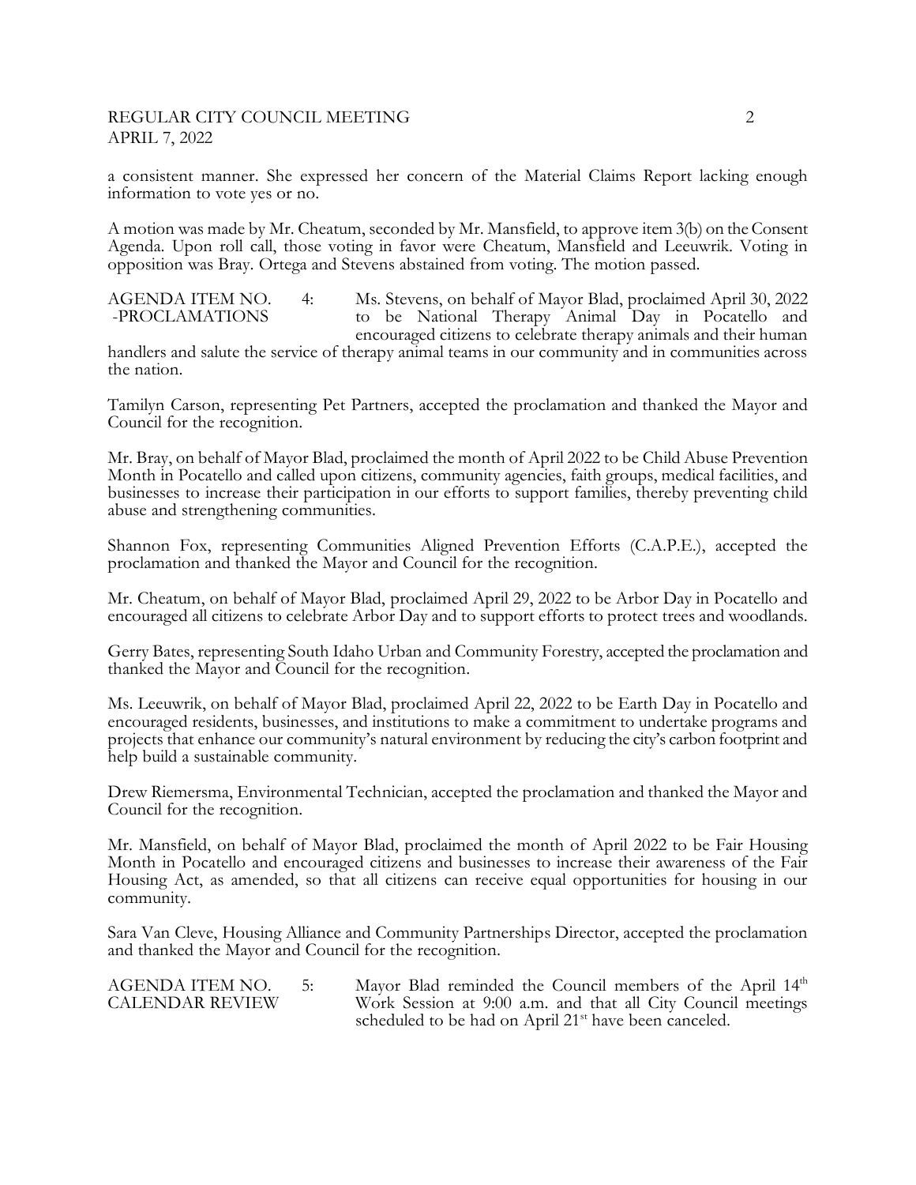a consistent manner. She expressed her concern of the Material Claims Report lacking enough information to vote yes or no.

A motion was made by Mr. Cheatum, seconded by Mr. Mansfield, to approve item 3(b) on the Consent Agenda. Upon roll call, those voting in favor were Cheatum, Mansfield and Leeuwrik. Voting in opposition was Bray. Ortega and Stevens abstained from voting. The motion passed.

AGENDA ITEM NO. 4: -PROCLAMATIONS

Ms. Stevens, on behalf of Mayor Blad, proclaimed April 30, 2022 to be National Therapy Animal Day in Pocatello and encouraged citizens to celebrate therapy animals and their human handlers and salute the service of therapy animal teams in our community and in communities across the nation.

Tamilyn Carson, representing Pet Partners, accepted the proclamation and thanked the Mayor and Council for the recognition.

Mr. Bray, on behalf of Mayor Blad, proclaimed the month of April 2022 to be Child Abuse Prevention Month in Pocatello and called upon citizens, community agencies, faith groups, medical facilities, and businesses to increase their participation in our efforts to support families, thereby preventing child abuse and strengthening communities.

Shannon Fox, representing Communities Aligned Prevention Efforts (C.A.P.E.), accepted the proclamation and thanked the Mayor and Council for the recognition.

Mr. Cheatum, on behalf of Mayor Blad, proclaimed April 29, 2022 to be Arbor Day in Pocatello and encouraged all citizens to celebrate Arbor Day and to support efforts to protect trees and woodlands.

Gerry Bates, representing South Idaho Urban and Community Forestry, accepted the proclamation and thanked the Mayor and Council for the recognition.

Ms. Leeuwrik, on behalf of Mayor Blad, proclaimed April 22, 2022 to be Earth Day in Pocatello and encouraged residents, businesses, and institutions to make a commitment to undertake programs and projects that enhance our community's natural environment by reducing the city's carbon footprint and help build a sustainable community.

Drew Riemersma, Environmental Technician, accepted the proclamation and thanked the Mayor and Council for the recognition.

Mr. Mansfield, on behalf of Mayor Blad, proclaimed the month of April 2022 to be Fair Housing Month in Pocatello and encouraged citizens and businesses to increase their awareness of the Fair Housing Act, as amended, so that all citizens can receive equal opportunities for housing in our community.

Sara Van Cleve, Housing Alliance and Community Partnerships Director, accepted the proclamation and thanked the Mayor and Council for the recognition.

AGENDA ITEM NO. 5: CALENDAR REVIEW

Mayor Blad reminded the Council members of the April 14th Work Session at 9:00 a.m. and that all City Council meetings scheduled to be had on April 21st have been canceled.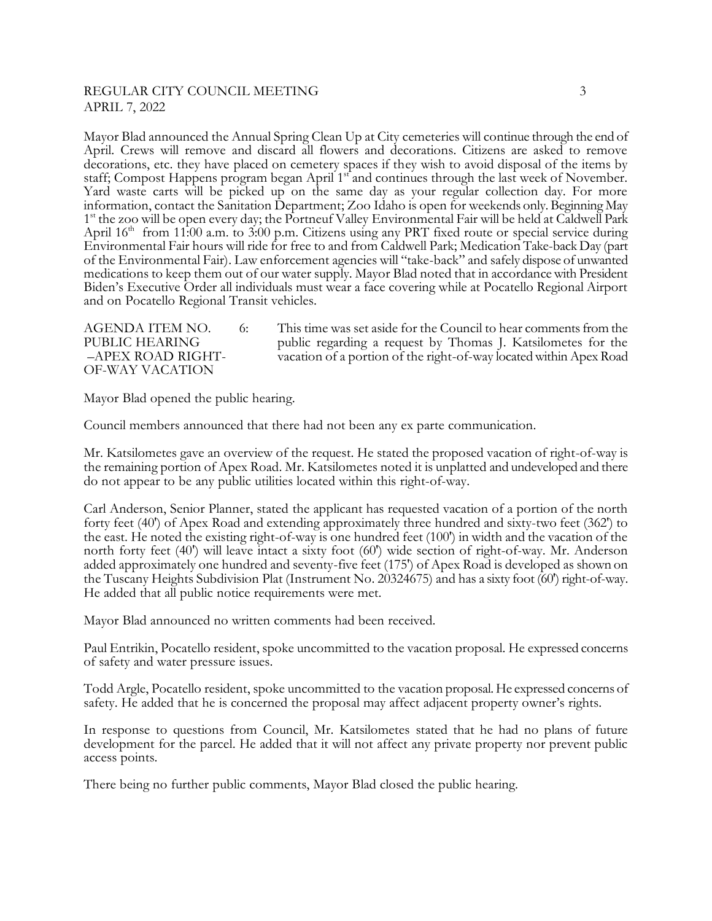Mayor Blad announced the Annual Spring Clean Up at City cemeteries will continue through the end of April. Crews will remove and discard all flowers and decorations. Citizens are asked to remove decorations, etc. they have placed on cemetery spaces if they wish to avoid disposal of the items by staff; Compost Happens program began April 1st and continues through the last week of November. Yard waste carts will be picked up on the same day as your regular collection day. For more information, contact the Sanitation Department; Zoo Idaho is open for weekends only. Beginning May 1st the zoo will be open every day; the Portneuf Valley Environmental Fair will be held at Caldwell Park April 16th from 11:00 a.m. to 3:00 p.m. Citizens using any PRT fixed route or special service during Environmental Fair hours will ride for free to and from Caldwell Park; Medication Take-back Day (part of the Environmental Fair). Law enforcement agencies will "take-back" and safely dispose of unwanted medications to keep them out of our water supply. Mayor Blad noted that in accordance with President Biden's Executive Order all individuals must wear a face covering while at Pocatello Regional Airport and on Pocatello Regional Transit vehicles.

AGENDA ITEM NO. 6: PUBLIC HEARING –APEX ROAD RIGHT-OF-WAY VACATION

This time was set aside for the Council to hear comments from the public regarding a request by Thomas J. Katsilometes for the vacation of a portion of the right-of-way located within Apex Road

Mayor Blad opened the public hearing.

Council members announced that there had not been any ex parte communication.

Mr. Katsilometes gave an overview of the request. He stated the proposed vacation of right-of-way is the remaining portion of Apex Road. Mr. Katsilometes noted it is unplatted and undeveloped and there do not appear to be any public utilities located within this right-of-way.

Carl Anderson, Senior Planner, stated the applicant has requested vacation of a portion of the north forty feet (40') of Apex Road and extending approximately three hundred and sixty-two feet (362') to the east. He noted the existing right-of-way is one hundred feet (100') in width and the vacation of the north forty feet (40') will leave intact a sixty foot (60') wide section of right-of-way. Mr. Anderson added approximately one hundred and seventy-five feet (175') of Apex Road is developed as shown on the Tuscany Heights Subdivision Plat (Instrument No. 20324675) and has a sixty foot (60') right-of-way. He added that all public notice requirements were met.

Mayor Blad announced no written comments had been received.

Paul Entrikin, Pocatello resident, spoke uncommitted to the vacation proposal. He expressed concerns of safety and water pressure issues.

Todd Argle, Pocatello resident, spoke uncommitted to the vacation proposal. He expressed concerns of safety. He added that he is concerned the proposal may affect adjacent property owner's rights.

In response to questions from Council, Mr. Katsilometes stated that he had no plans of future development for the parcel. He added that it will not affect any private property nor prevent public access points.

There being no further public comments, Mayor Blad closed the public hearing.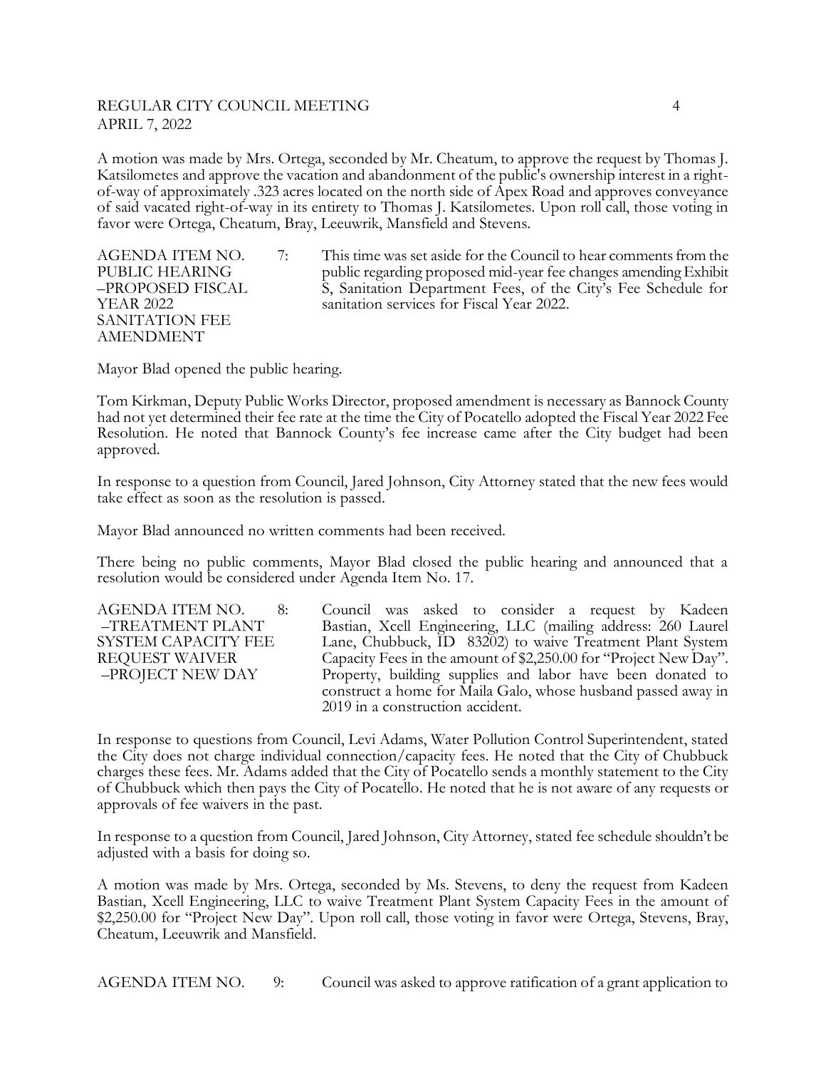A motion was made by Mrs. Ortega, seconded by Mr. Cheatum, to approve the request by Thomas J. Katsilometes and approve the vacation and abandonment of the public's ownership interest in a right-of-way of approximately .323 acres located on the north side of Apex Road and approves conveyance of said vacated right-of-way in its entirety to Thomas J. Katsilometes. Upon roll call, those voting in favor were Ortega, Cheatum, Bray, Leeuwrik, Mansfield and Stevens.

**AGENDA ITEM NO. 7: PUBLIC HEARING –PROPOSED FISCAL YEAR 2022 SANITATION FEE AMENDMENT**

This time was set aside for the Council to hear comments from the public regarding proposed mid-year fee changes amending Exhibit S, Sanitation Department Fees, of the City's Fee Schedule for sanitation services for Fiscal Year 2022.

Mayor Blad opened the public hearing.

Tom Kirkman, Deputy Public Works Director, proposed amendment is necessary as Bannock County had not yet determined their fee rate at the time the City of Pocatello adopted the Fiscal Year 2022 Fee Resolution. He noted that Bannock County's fee increase came after the City budget had been approved.

In response to a question from Council, Jared Johnson, City Attorney stated that the new fees would take effect as soon as the resolution is passed.

Mayor Blad announced no written comments had been received.

There being no public comments, Mayor Blad closed the public hearing and announced that a resolution would be considered under Agenda Item No. 17.

**AGENDA ITEM NO. 8: –TREATMENT PLANT SYSTEM CAPACITY FEE REQUEST WAIVER –PROJECT NEW DAY**

Council was asked to consider a request by Kadeen Bastian, Xcell Engineering, LLC (mailing address: 260 Laurel Lane, Chubbuck, ID 83202) to waive Treatment Plant System Capacity Fees in the amount of $2,250.00 for "Project New Day". Property, building supplies and labor have been donated to construct a home for Maila Galo, whose husband passed away in 2019 in a construction accident.

In response to questions from Council, Levi Adams, Water Pollution Control Superintendent, stated the City does not charge individual connection/capacity fees. He noted that the City of Chubbuck charges these fees. Mr. Adams added that the City of Pocatello sends a monthly statement to the City of Chubbuck which then pays the City of Pocatello. He noted that he is not aware of any requests or approvals of fee waivers in the past.

In response to a question from Council, Jared Johnson, City Attorney, stated fee schedule shouldn't be adjusted with a basis for doing so.

A motion was made by Mrs. Ortega, seconded by Ms. Stevens, to deny the request from Kadeen Bastian, Xcell Engineering, LLC to waive Treatment Plant System Capacity Fees in the amount of $2,250.00 for "Project New Day". Upon roll call, those voting in favor were Ortega, Stevens, Bray, Cheatum, Leeuwrik and Mansfield.

**AGENDA ITEM NO. 9:** Council was asked to approve ratification of a grant application to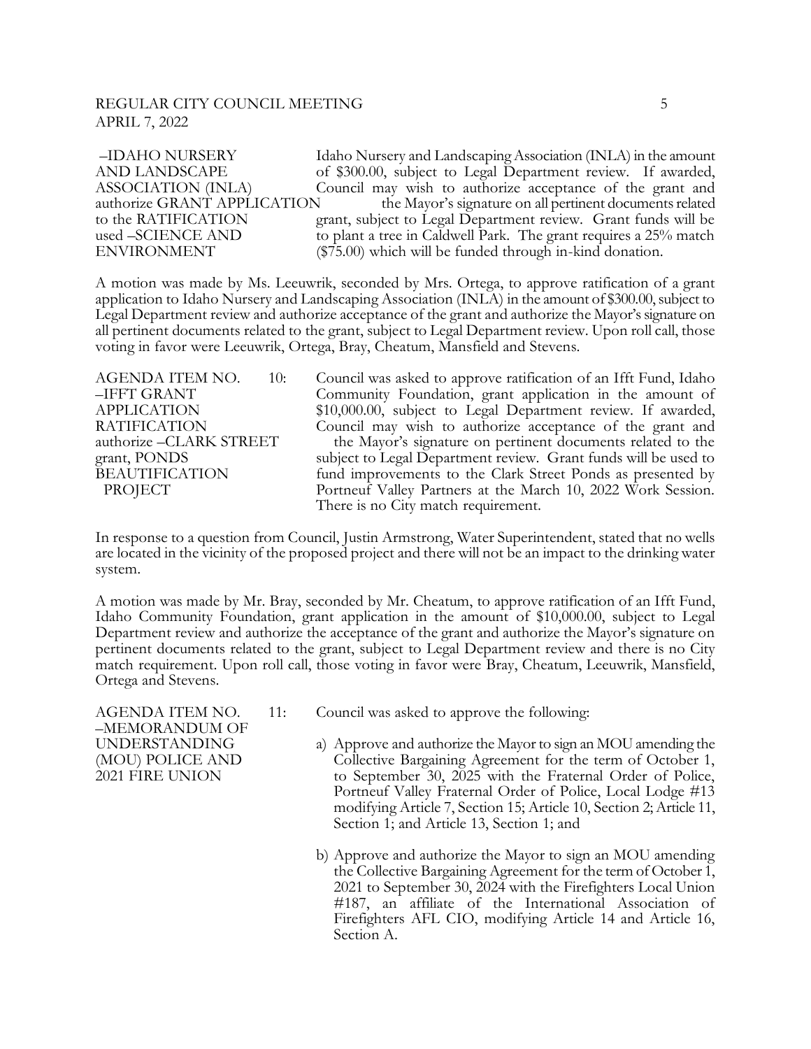–IDAHO NURSERY AND LANDSCAPE ASSOCIATION (INLA) GRANT APPLICATION RATIFICATION –SCIENCE AND ENVIRONMENT

Idaho Nursery and Landscaping Association (INLA) in the amount of $300.00, subject to Legal Department review. If awarded, Council may wish to authorize acceptance of the grant and authorize the Mayor's signature on all pertinent documents related to the grant, subject to Legal Department review. Grant funds will be used to plant a tree in Caldwell Park. The grant requires a 25% match ($75.00) which will be funded through in-kind donation.

A motion was made by Ms. Leeuwrik, seconded by Mrs. Ortega, to approve ratification of a grant application to Idaho Nursery and Landscaping Association (INLA) in the amount of $300.00, subject to Legal Department review and authorize acceptance of the grant and authorize the Mayor's signature on all pertinent documents related to the grant, subject to Legal Department review. Upon roll call, those voting in favor were Leeuwrik, Ortega, Bray, Cheatum, Mansfield and Stevens.

AGENDA ITEM NO. 10: –IFFT GRANT APPLICATION RATIFICATION –CLARK STREET PONDS BEAUTIFICATION PROJECT

Council was asked to approve ratification of an Ifft Fund, Idaho Community Foundation, grant application in the amount of $10,000.00, subject to Legal Department review. If awarded, Council may wish to authorize acceptance of the grant and authorize the Mayor's signature on pertinent documents related to the grant, subject to Legal Department review. Grant funds will be used to fund improvements to the Clark Street Ponds as presented by Portneuf Valley Partners at the March 10, 2022 Work Session. There is no City match requirement.

In response to a question from Council, Justin Armstrong, Water Superintendent, stated that no wells are located in the vicinity of the proposed project and there will not be an impact to the drinking water system.

A motion was made by Mr. Bray, seconded by Mr. Cheatum, to approve ratification of an Ifft Fund, Idaho Community Foundation, grant application in the amount of $10,000.00, subject to Legal Department review and authorize the acceptance of the grant and authorize the Mayor's signature on pertinent documents related to the grant, subject to Legal Department review and there is no City match requirement. Upon roll call, those voting in favor were Bray, Cheatum, Leeuwrik, Mansfield, Ortega and Stevens.

AGENDA ITEM NO. 11: –MEMORANDUM OF UNDERSTANDING (MOU) POLICE AND 2021 FIRE UNION

Council was asked to approve the following:

a) Approve and authorize the Mayor to sign an MOU amending the Collective Bargaining Agreement for the term of October 1, to September 30, 2025 with the Fraternal Order of Police, Portneuf Valley Fraternal Order of Police, Local Lodge #13 modifying Article 7, Section 15; Article 10, Section 2; Article 11, Section 1; and Article 13, Section 1; and

b) Approve and authorize the Mayor to sign an MOU amending the Collective Bargaining Agreement for the term of October 1, 2021 to September 30, 2024 with the Firefighters Local Union #187, an affiliate of the International Association of Firefighters AFL CIO, modifying Article 14 and Article 16, Section A.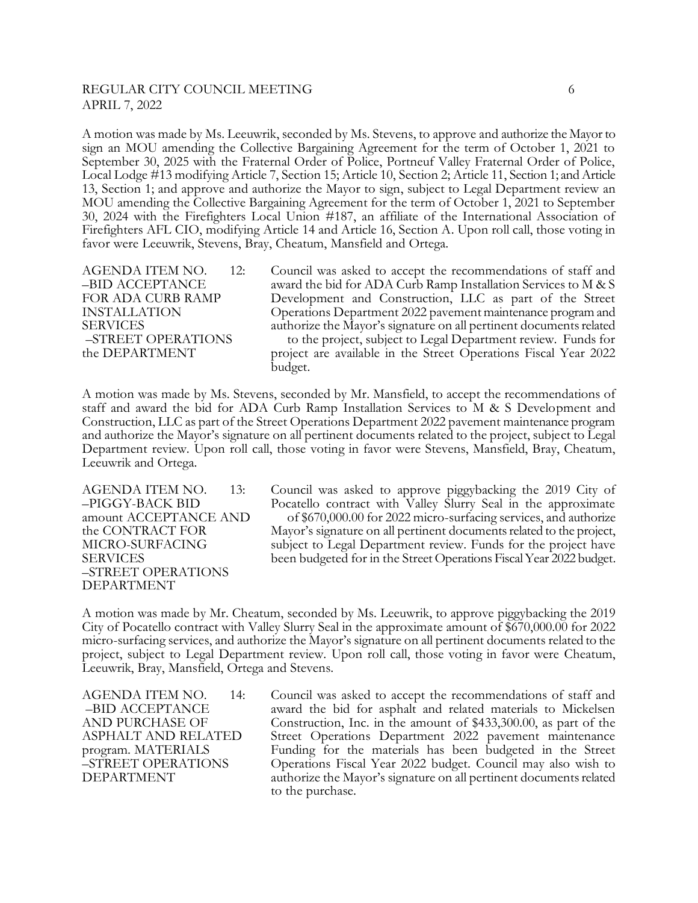A motion was made by Ms. Leeuwrik, seconded by Ms. Stevens, to approve and authorize the Mayor to sign an MOU amending the Collective Bargaining Agreement for the term of October 1, 2021 to September 30, 2025 with the Fraternal Order of Police, Portneuf Valley Fraternal Order of Police, Local Lodge #13 modifying Article 7, Section 15; Article 10, Section 2; Article 11, Section 1; and Article 13, Section 1; and approve and authorize the Mayor to sign, subject to Legal Department review an MOU amending the Collective Bargaining Agreement for the term of October 1, 2021 to September 30, 2024 with the Firefighters Local Union #187, an affiliate of the International Association of Firefighters AFL CIO, modifying Article 14 and Article 16, Section A. Upon roll call, those voting in favor were Leeuwrik, Stevens, Bray, Cheatum, Mansfield and Ortega.

AGENDA ITEM NO. 12: –BID ACCEPTANCE FOR ADA CURB RAMP INSTALLATION SERVICES –STREET OPERATIONS the DEPARTMENT

Council was asked to accept the recommendations of staff and award the bid for ADA Curb Ramp Installation Services to M & S Development and Construction, LLC as part of the Street Operations Department 2022 pavement maintenance program and authorize the Mayor's signature on all pertinent documents related to the project, subject to Legal Department review. Funds for project are available in the Street Operations Fiscal Year 2022 budget.

A motion was made by Ms. Stevens, seconded by Mr. Mansfield, to accept the recommendations of staff and award the bid for ADA Curb Ramp Installation Services to M & S Development and Construction, LLC as part of the Street Operations Department 2022 pavement maintenance program and authorize the Mayor's signature on all pertinent documents related to the project, subject to Legal Department review. Upon roll call, those voting in favor were Stevens, Mansfield, Bray, Cheatum, Leeuwrik and Ortega.

AGENDA ITEM NO. 13: –PIGGY-BACK BID amount ACCEPTANCE AND the CONTRACT FOR MICRO-SURFACING SERVICES –STREET OPERATIONS DEPARTMENT

Council was asked to approve piggybacking the 2019 City of Pocatello contract with Valley Slurry Seal in the approximate of $670,000.00 for 2022 micro-surfacing services, and authorize Mayor's signature on all pertinent documents related to the project, subject to Legal Department review. Funds for the project have been budgeted for in the Street Operations Fiscal Year 2022 budget.

A motion was made by Mr. Cheatum, seconded by Ms. Leeuwrik, to approve piggybacking the 2019 City of Pocatello contract with Valley Slurry Seal in the approximate amount of $670,000.00 for 2022 micro-surfacing services, and authorize the Mayor's signature on all pertinent documents related to the project, subject to Legal Department review. Upon roll call, those voting in favor were Cheatum, Leeuwrik, Bray, Mansfield, Ortega and Stevens.

AGENDA ITEM NO. 14: –BID ACCEPTANCE AND PURCHASE OF ASPHALT AND RELATED program. MATERIALS –STREET OPERATIONS DEPARTMENT

Council was asked to accept the recommendations of staff and award the bid for asphalt and related materials to Mickelsen Construction, Inc. in the amount of $433,300.00, as part of the Street Operations Department 2022 pavement maintenance Funding for the materials has been budgeted in the Street Operations Fiscal Year 2022 budget. Council may also wish to authorize the Mayor's signature on all pertinent documents related to the purchase.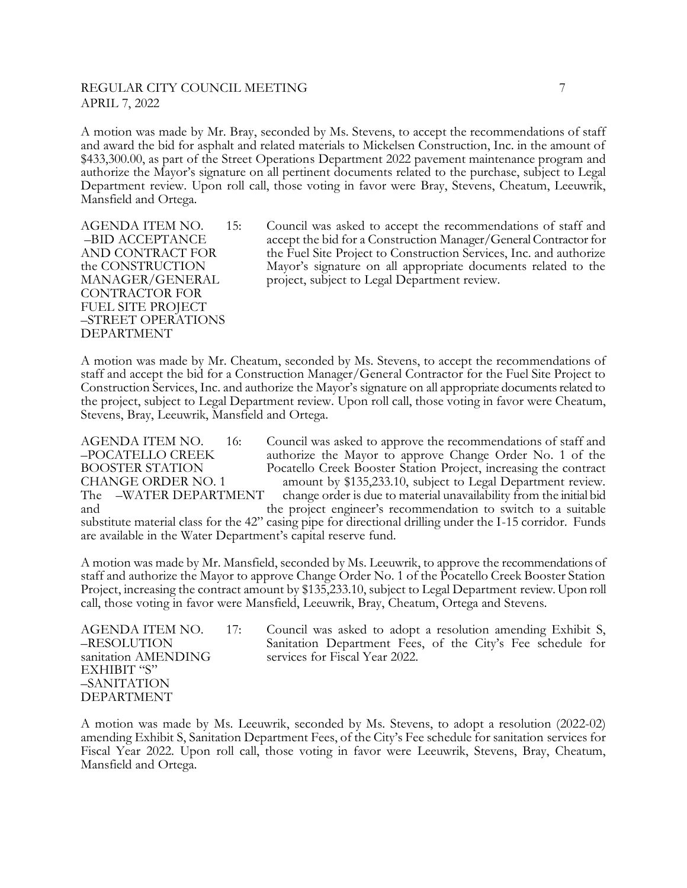A motion was made by Mr. Bray, seconded by Ms. Stevens, to accept the recommendations of staff and award the bid for asphalt and related materials to Mickelsen Construction, Inc. in the amount of $433,300.00, as part of the Street Operations Department 2022 pavement maintenance program and authorize the Mayor's signature on all pertinent documents related to the purchase, subject to Legal Department review. Upon roll call, those voting in favor were Bray, Stevens, Cheatum, Leeuwrik, Mansfield and Ortega.

AGENDA ITEM NO. 15: –BID ACCEPTANCE AND CONTRACT FOR the CONSTRUCTION MANAGER/GENERAL CONTRACTOR FOR FUEL SITE PROJECT –STREET OPERATIONS DEPARTMENT

Council was asked to accept the recommendations of staff and accept the bid for a Construction Manager/General Contractor for the Fuel Site Project to Construction Services, Inc. and authorize Mayor's signature on all appropriate documents related to the project, subject to Legal Department review.

A motion was made by Mr. Cheatum, seconded by Ms. Stevens, to accept the recommendations of staff and accept the bid for a Construction Manager/General Contractor for the Fuel Site Project to Construction Services, Inc. and authorize the Mayor's signature on all appropriate documents related to the project, subject to Legal Department review. Upon roll call, those voting in favor were Cheatum, Stevens, Bray, Leeuwrik, Mansfield and Ortega.

AGENDA ITEM NO. 16: –POCATELLO CREEK BOOSTER STATION CHANGE ORDER NO. 1 –WATER DEPARTMENT

Council was asked to approve the recommendations of staff and authorize the Mayor to approve Change Order No. 1 of the Pocatello Creek Booster Station Project, increasing the contract amount by $135,233.10, subject to Legal Department review. The change order is due to material unavailability from the initial bid and the project engineer's recommendation to switch to a suitable substitute material class for the 42" casing pipe for directional drilling under the I-15 corridor. Funds are available in the Water Department's capital reserve fund.

A motion was made by Mr. Mansfield, seconded by Ms. Leeuwrik, to approve the recommendations of staff and authorize the Mayor to approve Change Order No. 1 of the Pocatello Creek Booster Station Project, increasing the contract amount by $135,233.10, subject to Legal Department review. Upon roll call, those voting in favor were Mansfield, Leeuwrik, Bray, Cheatum, Ortega and Stevens.

AGENDA ITEM NO. 17: –RESOLUTION sanitation AMENDING EXHIBIT "S" –SANITATION DEPARTMENT

Council was asked to adopt a resolution amending Exhibit S, Sanitation Department Fees, of the City's Fee schedule for services for Fiscal Year 2022.

A motion was made by Ms. Leeuwrik, seconded by Ms. Stevens, to adopt a resolution (2022-02) amending Exhibit S, Sanitation Department Fees, of the City's Fee schedule for sanitation services for Fiscal Year 2022. Upon roll call, those voting in favor were Leeuwrik, Stevens, Bray, Cheatum, Mansfield and Ortega.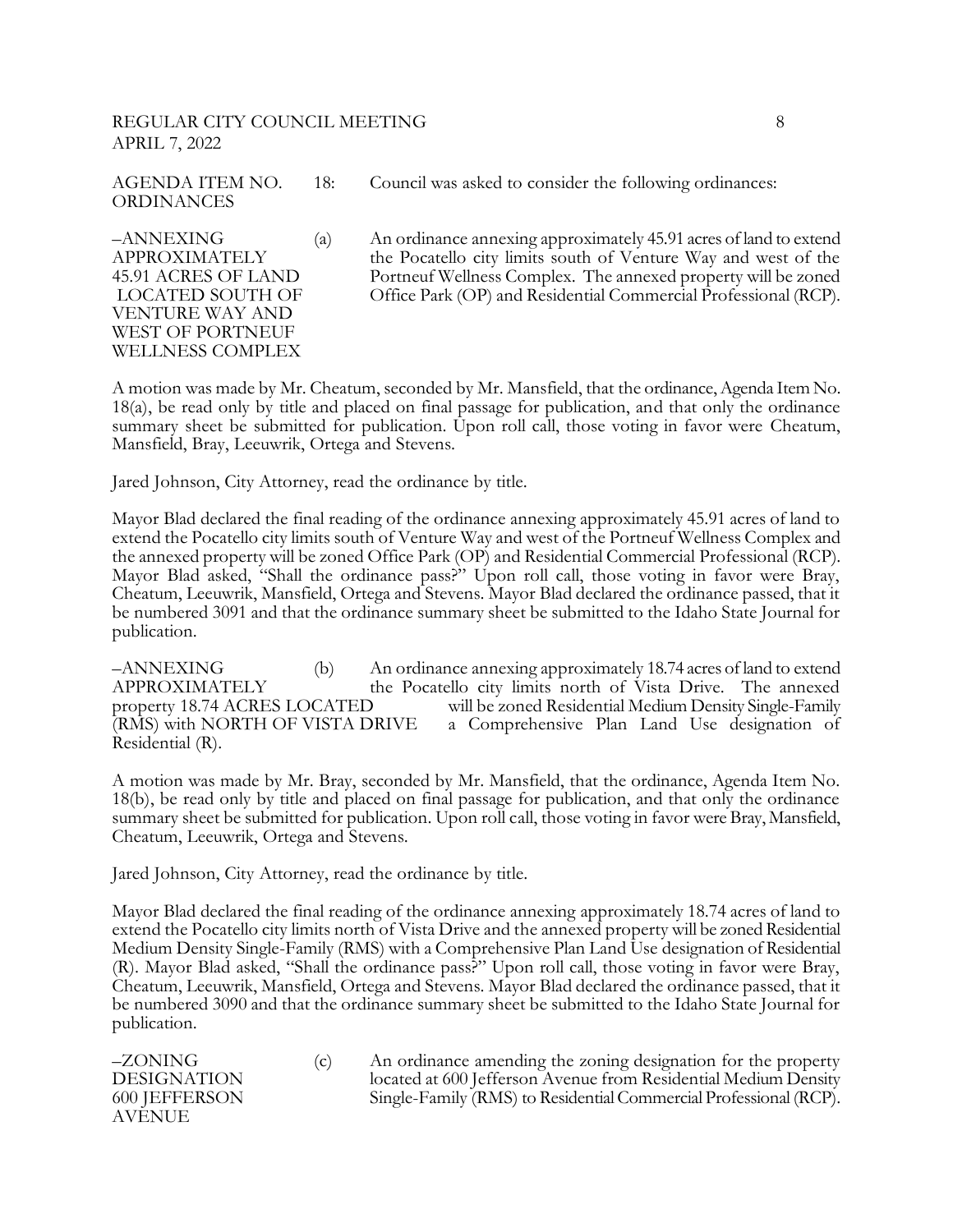AGENDA ITEM NO. 18: ORDINANCES

Council was asked to consider the following ordinances:

–ANNEXING APPROXIMATELY 45.91 ACRES OF LAND LOCATED SOUTH OF VENTURE WAY AND WEST OF PORTNEUF WELLNESS COMPLEX

(a) An ordinance annexing approximately 45.91 acres of land to extend the Pocatello city limits south of Venture Way and west of the Portneuf Wellness Complex. The annexed property will be zoned Office Park (OP) and Residential Commercial Professional (RCP).

A motion was made by Mr. Cheatum, seconded by Mr. Mansfield, that the ordinance, Agenda Item No. 18(a), be read only by title and placed on final passage for publication, and that only the ordinance summary sheet be submitted for publication. Upon roll call, those voting in favor were Cheatum, Mansfield, Bray, Leeuwrik, Ortega and Stevens.

Jared Johnson, City Attorney, read the ordinance by title.

Mayor Blad declared the final reading of the ordinance annexing approximately 45.91 acres of land to extend the Pocatello city limits south of Venture Way and west of the Portneuf Wellness Complex and the annexed property will be zoned Office Park (OP) and Residential Commercial Professional (RCP). Mayor Blad asked, "Shall the ordinance pass?" Upon roll call, those voting in favor were Bray, Cheatum, Leeuwrik, Mansfield, Ortega and Stevens. Mayor Blad declared the ordinance passed, that it be numbered 3091 and that the ordinance summary sheet be submitted to the Idaho State Journal for publication.

–ANNEXING APPROXIMATELY 18.74 ACRES LOCATED NORTH OF VISTA DRIVE

(b) An ordinance annexing approximately 18.74 acres of land to extend the Pocatello city limits north of Vista Drive. The annexed property will be zoned Residential Medium Density Single-Family (RMS) with a Comprehensive Plan Land Use designation of Residential (R).

A motion was made by Mr. Bray, seconded by Mr. Mansfield, that the ordinance, Agenda Item No. 18(b), be read only by title and placed on final passage for publication, and that only the ordinance summary sheet be submitted for publication. Upon roll call, those voting in favor were Bray, Mansfield, Cheatum, Leeuwrik, Ortega and Stevens.

Jared Johnson, City Attorney, read the ordinance by title.

Mayor Blad declared the final reading of the ordinance annexing approximately 18.74 acres of land to extend the Pocatello city limits north of Vista Drive and the annexed property will be zoned Residential Medium Density Single-Family (RMS) with a Comprehensive Plan Land Use designation of Residential (R). Mayor Blad asked, "Shall the ordinance pass?" Upon roll call, those voting in favor were Bray, Cheatum, Leeuwrik, Mansfield, Ortega and Stevens. Mayor Blad declared the ordinance passed, that it be numbered 3090 and that the ordinance summary sheet be submitted to the Idaho State Journal for publication.

–ZONING DESIGNATION 600 JEFFERSON AVENUE

(c) An ordinance amending the zoning designation for the property located at 600 Jefferson Avenue from Residential Medium Density Single-Family (RMS) to Residential Commercial Professional (RCP).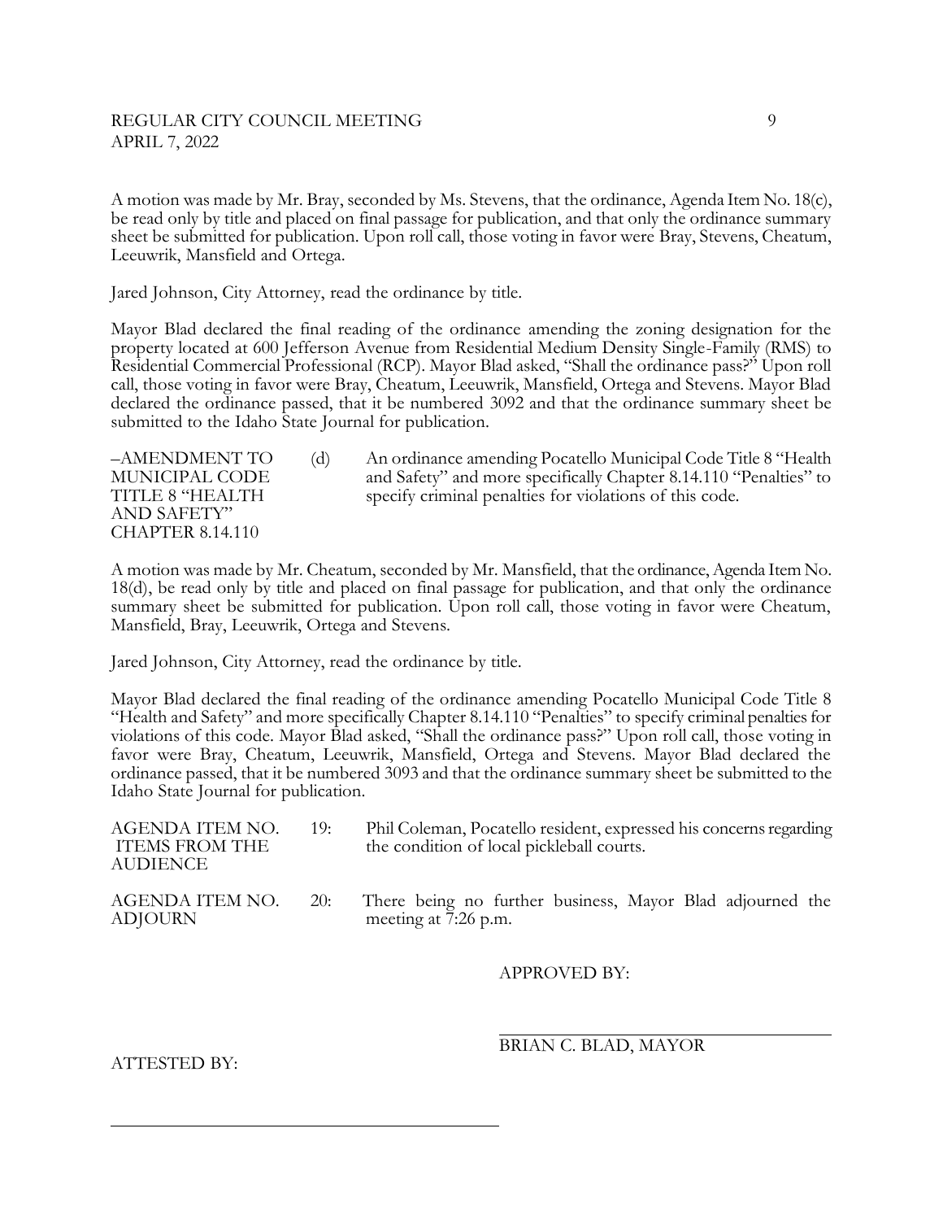A motion was made by Mr. Bray, seconded by Ms. Stevens, that the ordinance, Agenda Item No. 18(c), be read only by title and placed on final passage for publication, and that only the ordinance summary sheet be submitted for publication. Upon roll call, those voting in favor were Bray, Stevens, Cheatum, Leeuwrik, Mansfield and Ortega.

Jared Johnson, City Attorney, read the ordinance by title.

Mayor Blad declared the final reading of the ordinance amending the zoning designation for the property located at 600 Jefferson Avenue from Residential Medium Density Single-Family (RMS) to Residential Commercial Professional (RCP). Mayor Blad asked, "Shall the ordinance pass?" Upon roll call, those voting in favor were Bray, Cheatum, Leeuwrik, Mansfield, Ortega and Stevens. Mayor Blad declared the ordinance passed, that it be numbered 3092 and that the ordinance summary sheet be submitted to the Idaho State Journal for publication.

| | | |
|---|---|---|
| –AMENDMENT TO MUNICIPAL CODE TITLE 8 "HEALTH AND SAFETY" CHAPTER 8.14.110 | (d) | An ordinance amending Pocatello Municipal Code Title 8 "Health and Safety" and more specifically Chapter 8.14.110 "Penalties" to specify criminal penalties for violations of this code. |

A motion was made by Mr. Cheatum, seconded by Mr. Mansfield, that the ordinance, Agenda Item No. 18(d), be read only by title and placed on final passage for publication, and that only the ordinance summary sheet be submitted for publication. Upon roll call, those voting in favor were Cheatum, Mansfield, Bray, Leeuwrik, Ortega and Stevens.

Jared Johnson, City Attorney, read the ordinance by title.

Mayor Blad declared the final reading of the ordinance amending Pocatello Municipal Code Title 8 "Health and Safety" and more specifically Chapter 8.14.110 "Penalties" to specify criminal penalties for violations of this code. Mayor Blad asked, "Shall the ordinance pass?" Upon roll call, those voting in favor were Bray, Cheatum, Leeuwrik, Mansfield, Ortega and Stevens. Mayor Blad declared the ordinance passed, that it be numbered 3093 and that the ordinance summary sheet be submitted to the Idaho State Journal for publication.

| | | |
|---|---|---|
| AGENDA ITEM NO. ITEMS FROM THE AUDIENCE | 19: | Phil Coleman, Pocatello resident, expressed his concerns regarding the condition of local pickleball courts. |
| AGENDA ITEM NO. ADJOURN | 20: | There being no further business, Mayor Blad adjourned the meeting at 7:26 p.m. |

APPROVED BY:

\_\_\_\_\_\_\_\_\_\_\_\_\_\_\_\_\_\_\_\_\_\_\_\_\_\_\_\_\_\_\_\_\_\_\_\_

BRIAN C. BLAD, MAYOR

ATTESTED BY:

\_\_\_\_\_\_\_\_\_\_\_\_\_\_\_\_\_\_\_\_\_\_\_\_\_\_\_\_\_\_\_\_\_\_\_\_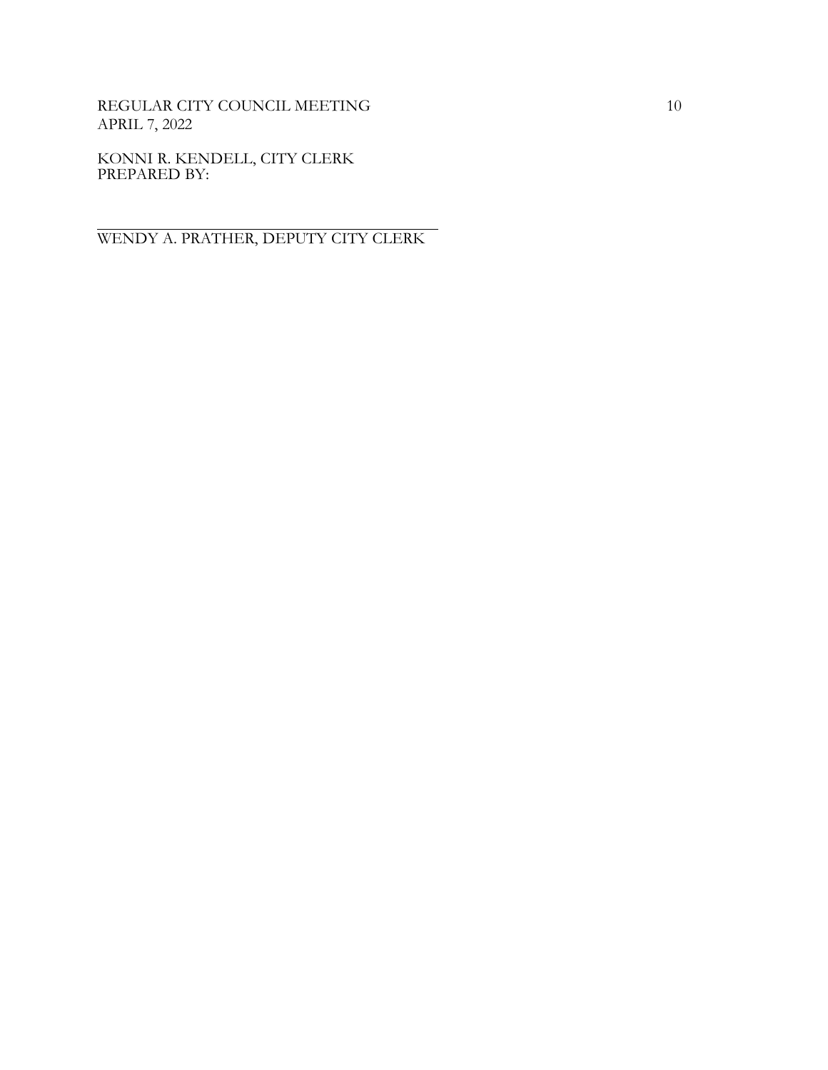KONNI R. KENDELL, CITY CLERK
PREPARED BY:

\_\_\_\_\_\_\_\_\_\_\_\_\_\_\_\_\_\_\_\_\_\_\_\_\_\_\_\_\_\_\_\_\_\_\_\_\_\_\_\_

WENDY A. PRATHER, DEPUTY CITY CLERK